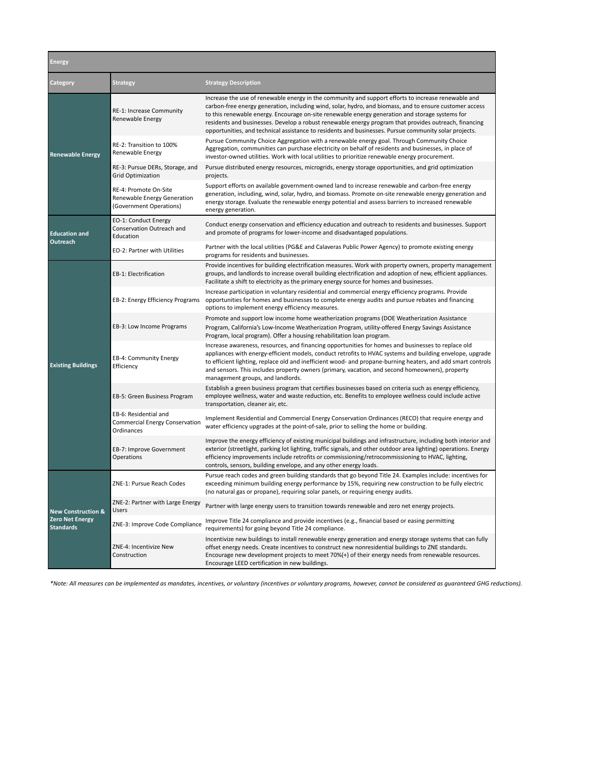| Energy | | |
|---|---|---|
| **Category** | **Strategy** | **Strategy Description** |
| **Renewable Energy** | RE-1: Increase Community Renewable Energy | Increase the use of renewable energy in the community and support efforts to increase renewable and carbon-free energy generation, including wind, solar, hydro, and biomass, and to ensure customer access to this renewable energy. Encourage on-site renewable energy generation and storage systems for residents and businesses. Develop a robust renewable energy program that provides outreach, financing opportunities, and technical assistance to residents and businesses. Pursue community solar projects. |
| | RE-2: Transition to 100% Renewable Energy | Pursue Community Choice Aggregation with a renewable energy goal. Through Community Choice Aggregation, communities can purchase electricity on behalf of residents and businesses, in place of investor-owned utilities. Work with local utilities to prioritize renewable energy procurement. |
| | RE-3: Pursue DERs, Storage, and Grid Optimization | Pursue distributed energy resources, microgrids, energy storage opportunities, and grid optimization projects. |
| | RE-4: Promote On-Site Renewable Energy Generation (Government Operations) | Support efforts on available government-owned land to increase renewable and carbon-free energy generation, including, wind, solar, hydro, and biomass. Promote on-site renewable energy generation and energy storage. Evaluate the renewable energy potential and assess barriers to increased renewable energy generation. |
| **Education and Outreach** | EO-1: Conduct Energy Conservation Outreach and Education | Conduct energy conservation and efficiency education and outreach to residents and businesses. Support and promote of programs for lower-income and disadvantaged populations. |
| | EO-2: Partner with Utilities | Partner with the local utilities (PG&E and Calaveras Public Power Agency) to promote existing energy programs for residents and businesses. |
| **Existing Buildings** | EB-1: Electrification | Provide incentives for building electrification measures. Work with property owners, property management groups, and landlords to increase overall building electrification and adoption of new, efficient appliances. Facilitate a shift to electricity as the primary energy source for homes and businesses. |
| | EB-2: Energy Efficiency Programs | Increase participation in voluntary residential and commercial energy efficiency programs. Provide opportunities for homes and businesses to complete energy audits and pursue rebates and financing options to implement energy efficiency measures. |
| | EB-3: Low Income Programs | Promote and support low income home weatherization programs (DOE Weatherization Assistance Program, California's Low-Income Weatherization Program, utility-offered Energy Savings Assistance Program, local program). Offer a housing rehabilitation loan program. |
| | EB-4: Community Energy Efficiency | Increase awareness, resources, and financing opportunities for homes and businesses to replace old appliances with energy-efficient models, conduct retrofits to HVAC systems and building envelope, upgrade to efficient lighting, replace old and inefficient wood- and propane-burning heaters, and add smart controls and sensors. This includes property owners (primary, vacation, and second homeowners), property management groups, and landlords. |
| | EB-5: Green Business Program | Establish a green business program that certifies businesses based on criteria such as energy efficiency, employee wellness, water and waste reduction, etc. Benefits to employee wellness could include active transportation, cleaner air, etc. |
| | EB-6: Residential and Commercial Energy Conservation Ordinances | Implement Residential and Commercial Energy Conservation Ordinances (RECO) that require energy and water efficiency upgrades at the point-of-sale, prior to selling the home or building. |
| | EB-7: Improve Government Operations | Improve the energy efficiency of existing municipal buildings and infrastructure, including both interior and exterior (streetlight, parking lot lighting, traffic signals, and other outdoor area lighting) operations. Energy efficiency improvements include retrofits or commissioning/retrocommissioning to HVAC, lighting, controls, sensors, building envelope, and any other energy loads. |
| **New Construction & Zero Net Energy Standards** | ZNE-1: Pursue Reach Codes | Pursue reach codes and green building standards that go beyond Title 24. Examples include: incentives for exceeding minimum building energy performance by 15%, requiring new construction to be fully electric (no natural gas or propane), requiring solar panels, or requiring energy audits. |
| | ZNE-2: Partner with Large Energy Users | Partner with large energy users to transition towards renewable and zero net energy projects. |
| | ZNE-3: Improve Code Compliance | Improve Title 24 compliance and provide incentives (e.g., financial based or easing permitting requirements) for going beyond Title 24 compliance. |
| | ZNE-4: Incentivize New Construction | Incentivize new buildings to install renewable energy generation and energy storage systems that can fully offset energy needs. Create incentives to construct new nonresidential buildings to ZNE standards. Encourage new development projects to meet 70%(+) of their energy needs from renewable resources. Encourage LEED certification in new buildings. |

*\*Note: All measures can be implemented as mandates, incentives, or voluntary (incentives or voluntary programs, however, cannot be considered as guaranteed GHG reductions).*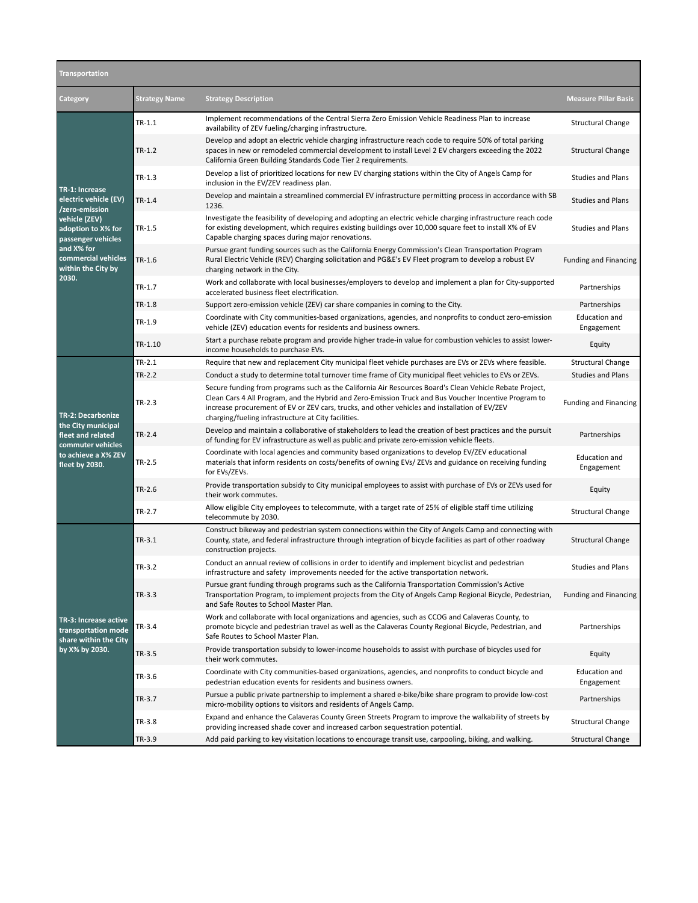| Transportation | | | |
|---|---|---|---|
| **Category** | **Strategy Name** | **Strategy Description** | **Measure Pillar Basis** |
| **TR-1: Increase electric vehicle (EV) /zero-emission vehicle (ZEV) adoption to X% for passenger vehicles and X% for commercial vehicles within the City by 2030.** | TR-1.1 | Implement recommendations of the Central Sierra Zero Emission Vehicle Readiness Plan to increase availability of ZEV fueling/charging infrastructure. | Structural Change |
| | TR-1.2 | Develop and adopt an electric vehicle charging infrastructure reach code to require 50% of total parking spaces in new or remodeled commercial development to install Level 2 EV chargers exceeding the 2022 California Green Building Standards Code Tier 2 requirements. | Structural Change |
| | TR-1.3 | Develop a list of prioritized locations for new EV charging stations within the City of Angels Camp for inclusion in the EV/ZEV readiness plan. | Studies and Plans |
| | TR-1.4 | Develop and maintain a streamlined commercial EV infrastructure permitting process in accordance with SB 1236. | Studies and Plans |
| | TR-1.5 | Investigate the feasibility of developing and adopting an electric vehicle charging infrastructure reach code for existing development, which requires existing buildings over 10,000 square feet to install X% of EV Capable charging spaces during major renovations. | Studies and Plans |
| | TR-1.6 | Pursue grant funding sources such as the California Energy Commission's Clean Transportation Program Rural Electric Vehicle (REV) Charging solicitation and PG&E's EV Fleet program to develop a robust EV charging network in the City. | Funding and Financing |
| | TR-1.7 | Work and collaborate with local businesses/employers to develop and implement a plan for City-supported accelerated business fleet electrification. | Partnerships |
| | TR-1.8 | Support zero-emission vehicle (ZEV) car share companies in coming to the City. | Partnerships |
| | TR-1.9 | Coordinate with City communities-based organizations, agencies, and nonprofits to conduct zero-emission vehicle (ZEV) education events for residents and business owners. | Education and Engagement |
| | TR-1.10 | Start a purchase rebate program and provide higher trade-in value for combustion vehicles to assist lower-income households to purchase EVs. | Equity |
| **TR-2: Decarbonize the City municipal fleet and related commuter vehicles to achieve a X% ZEV fleet by 2030.** | TR-2.1 | Require that new and replacement City municipal fleet vehicle purchases are EVs or ZEVs where feasible. | Structural Change |
| | TR-2.2 | Conduct a study to determine total turnover time frame of City municipal fleet vehicles to EVs or ZEVs. | Studies and Plans |
| | TR-2.3 | Secure funding from programs such as the California Air Resources Board's Clean Vehicle Rebate Project, Clean Cars 4 All Program, and the Hybrid and Zero-Emission Truck and Bus Voucher Incentive Program to increase procurement of EV or ZEV cars, trucks, and other vehicles and installation of EV/ZEV charging/fueling infrastructure at City facilities. | Funding and Financing |
| | TR-2.4 | Develop and maintain a collaborative of stakeholders to lead the creation of best practices and the pursuit of funding for EV infrastructure as well as public and private zero-emission vehicle fleets. | Partnerships |
| | TR-2.5 | Coordinate with local agencies and community based organizations to develop EV/ZEV educational materials that inform residents on costs/benefits of owning EVs/ ZEVs and guidance on receiving funding for EVs/ZEVs. | Education and Engagement |
| | TR-2.6 | Provide transportation subsidy to City municipal employees to assist with purchase of EVs or ZEVs used for their work commutes. | Equity |
| | TR-2.7 | Allow eligible City employees to telecommute, with a target rate of 25% of eligible staff time utilizing telecommute by 2030. | Structural Change |
| **TR-3: Increase active transportation mode share within the City by X% by 2030.** | TR-3.1 | Construct bikeway and pedestrian system connections within the City of Angels Camp and connecting with County, state, and federal infrastructure through integration of bicycle facilities as part of other roadway construction projects. | Structural Change |
| | TR-3.2 | Conduct an annual review of collisions in order to identify and implement bicyclist and pedestrian infrastructure and safety improvements needed for the active transportation network. | Studies and Plans |
| | TR-3.3 | Pursue grant funding through programs such as the California Transportation Commission's Active Transportation Program, to implement projects from the City of Angels Camp Regional Bicycle, Pedestrian, and Safe Routes to School Master Plan. | Funding and Financing |
| | TR-3.4 | Work and collaborate with local organizations and agencies, such as CCOG and Calaveras County, to promote bicycle and pedestrian travel as well as the Calaveras County Regional Bicycle, Pedestrian, and Safe Routes to School Master Plan. | Partnerships |
| | TR-3.5 | Provide transportation subsidy to lower-income households to assist with purchase of bicycles used for their work commutes. | Equity |
| | TR-3.6 | Coordinate with City communities-based organizations, agencies, and nonprofits to conduct bicycle and pedestrian education events for residents and business owners. | Education and Engagement |
| | TR-3.7 | Pursue a public private partnership to implement a shared e-bike/bike share program to provide low-cost micro-mobility options to visitors and residents of Angels Camp. | Partnerships |
| | TR-3.8 | Expand and enhance the Calaveras County Green Streets Program to improve the walkability of streets by providing increased shade cover and increased carbon sequestration potential. | Structural Change |
| | TR-3.9 | Add paid parking to key visitation locations to encourage transit use, carpooling, biking, and walking. | Structural Change |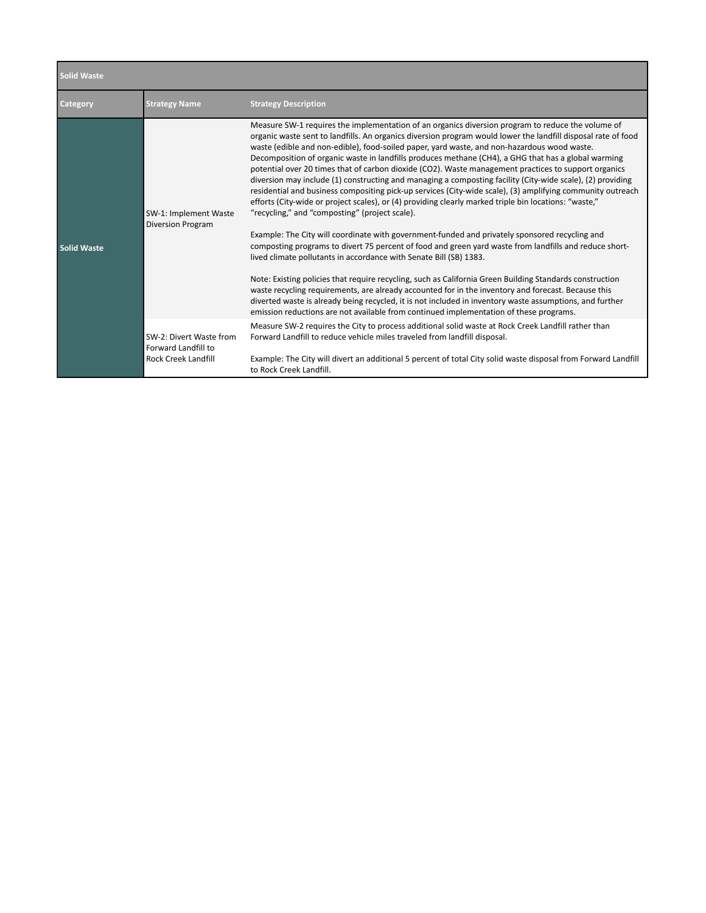| Solid Waste | | |
|---|---|---|
| **Category** | **Strategy Name** | **Strategy Description** |
| **Solid Waste** | SW-1: Implement Waste Diversion Program | Measure SW-1 requires the implementation of an organics diversion program to reduce the volume of organic waste sent to landfills. An organics diversion program would lower the landfill disposal rate of food waste (edible and non-edible), food-soiled paper, yard waste, and non-hazardous wood waste. Decomposition of organic waste in landfills produces methane ($CH_4$), a GHG that has a global warming potential over 20 times that of carbon dioxide ($CO_2$). Waste management practices to support organics diversion may include (1) constructing and managing a composting facility (City-wide scale), (2) providing residential and business compositing pick-up services (City-wide scale), (3) amplifying community outreach efforts (City-wide or project scales), or (4) providing clearly marked triple bin locations: "waste," "recycling," and "composting" (project scale).<br><br>Example: The City will coordinate with government-funded and privately sponsored recycling and composting programs to divert 75 percent of food and green yard waste from landfills and reduce short-lived climate pollutants in accordance with Senate Bill (SB) 1383.<br><br>Note: Existing policies that require recycling, such as California Green Building Standards construction waste recycling requirements, are already accounted for in the inventory and forecast. Because this diverted waste is already being recycled, it is not included in inventory waste assumptions, and further emission reductions are not available from continued implementation of these programs. |
| | SW-2: Divert Waste from Forward Landfill to Rock Creek Landfill | Measure SW-2 requires the City to process additional solid waste at Rock Creek Landfill rather than Forward Landfill to reduce vehicle miles traveled from landfill disposal.<br><br>Example: The City will divert an additional 5 percent of total City solid waste disposal from Forward Landfill to Rock Creek Landfill. |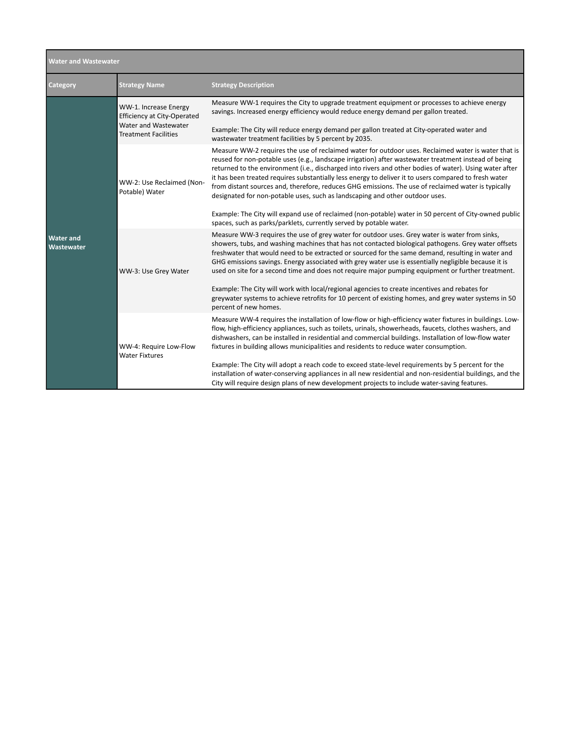| Water and Wastewater | | |
|---|---|---|
| **Category** | **Strategy Name** | **Strategy Description** |
| **Water and Wastewater** | WW-1. Increase Energy Efficiency at City-Operated Water and Wastewater Treatment Facilities | Measure WW-1 requires the City to upgrade treatment equipment or processes to achieve energy savings. Increased energy efficiency would reduce energy demand per gallon treated.<br><br>Example: The City will reduce energy demand per gallon treated at City-operated water and wastewater treatment facilities by 5 percent by 2035. |
| | WW-2: Use Reclaimed (Non-Potable) Water | Measure WW-2 requires the use of reclaimed water for outdoor uses. Reclaimed water is water that is reused for non-potable uses (e.g., landscape irrigation) after wastewater treatment instead of being returned to the environment (i.e., discharged into rivers and other bodies of water). Using water after it has been treated requires substantially less energy to deliver it to users compared to fresh water from distant sources and, therefore, reduces GHG emissions. The use of reclaimed water is typically designated for non-potable uses, such as landscaping and other outdoor uses.<br><br>Example: The City will expand use of reclaimed (non-potable) water in 50 percent of City-owned public spaces, such as parks/parklets, currently served by potable water. |
| | WW-3: Use Grey Water | Measure WW-3 requires the use of grey water for outdoor uses. Grey water is water from sinks, showers, tubs, and washing machines that has not contacted biological pathogens. Grey water offsets freshwater that would need to be extracted or sourced for the same demand, resulting in water and GHG emissions savings. Energy associated with grey water use is essentially negligible because it is used on site for a second time and does not require major pumping equipment or further treatment.<br><br>Example: The City will work with local/regional agencies to create incentives and rebates for greywater systems to achieve retrofits for 10 percent of existing homes, and grey water systems in 50 percent of new homes. |
| | WW-4: Require Low-Flow Water Fixtures | Measure WW-4 requires the installation of low-flow or high-efficiency water fixtures in buildings. Low-flow, high-efficiency appliances, such as toilets, urinals, showerheads, faucets, clothes washers, and dishwashers, can be installed in residential and commercial buildings. Installation of low-flow water fixtures in building allows municipalities and residents to reduce water consumption.<br><br>Example: The City will adopt a reach code to exceed state-level requirements by 5 percent for the installation of water-conserving appliances in all new residential and non-residential buildings, and the City will require design plans of new development projects to include water-saving features. |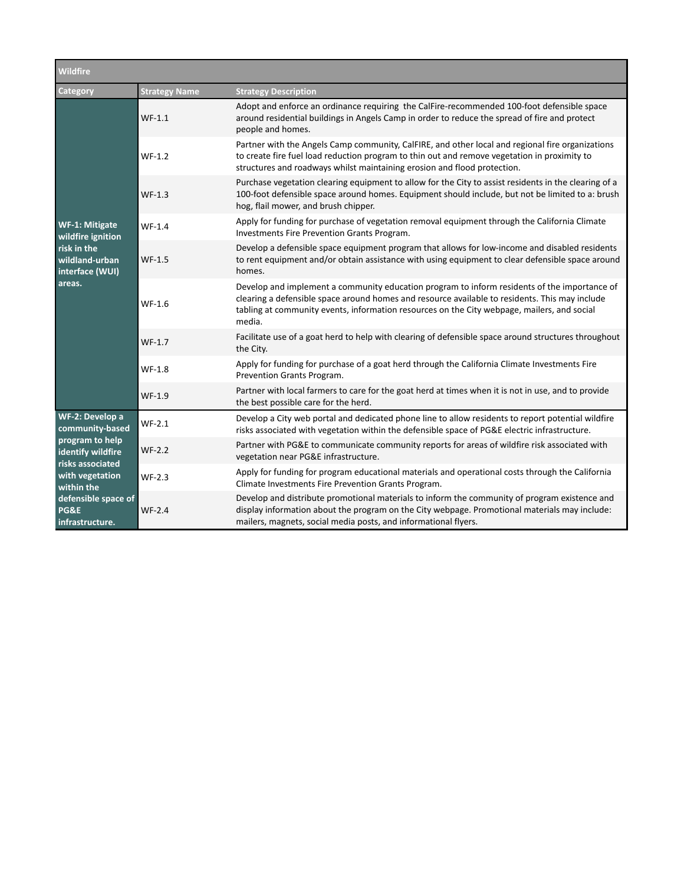| Wildfire | | |
|---|---|---|
| **Category** | **Strategy Name** | **Strategy Description** |
| **WF-1: Mitigate wildfire ignition risk in the wildland-urban interface (WUI) areas.** | WF-1.1 | Adopt and enforce an ordinance requiring the CalFire-recommended 100-foot defensible space around residential buildings in Angels Camp in order to reduce the spread of fire and protect people and homes. |
| | WF-1.2 | Partner with the Angels Camp community, CalFIRE, and other local and regional fire organizations to create fire fuel load reduction program to thin out and remove vegetation in proximity to structures and roadways whilst maintaining erosion and flood protection. |
| | WF-1.3 | Purchase vegetation clearing equipment to allow for the City to assist residents in the clearing of a 100-foot defensible space around homes. Equipment should include, but not be limited to a: brush hog, flail mower, and brush chipper. |
| | WF-1.4 | Apply for funding for purchase of vegetation removal equipment through the California Climate Investments Fire Prevention Grants Program. |
| | WF-1.5 | Develop a defensible space equipment program that allows for low-income and disabled residents to rent equipment and/or obtain assistance with using equipment to clear defensible space around homes. |
| | WF-1.6 | Develop and implement a community education program to inform residents of the importance of clearing a defensible space around homes and resource available to residents. This may include tabling at community events, information resources on the City webpage, mailers, and social media. |
| | WF-1.7 | Facilitate use of a goat herd to help with clearing of defensible space around structures throughout the City. |
| | WF-1.8 | Apply for funding for purchase of a goat herd through the California Climate Investments Fire Prevention Grants Program. |
| | WF-1.9 | Partner with local farmers to care for the goat herd at times when it is not in use, and to provide the best possible care for the herd. |
| **WF-2: Develop a community-based program to help identify wildfire risks associated with vegetation within the defensible space of PG&E infrastructure.** | WF-2.1 | Develop a City web portal and dedicated phone line to allow residents to report potential wildfire risks associated with vegetation within the defensible space of PG&E electric infrastructure. |
| | WF-2.2 | Partner with PG&E to communicate community reports for areas of wildfire risk associated with vegetation near PG&E infrastructure. |
| | WF-2.3 | Apply for funding for program educational materials and operational costs through the California Climate Investments Fire Prevention Grants Program. |
| | WF-2.4 | Develop and distribute promotional materials to inform the community of program existence and display information about the program on the City webpage. Promotional materials may include: mailers, magnets, social media posts, and informational flyers. |